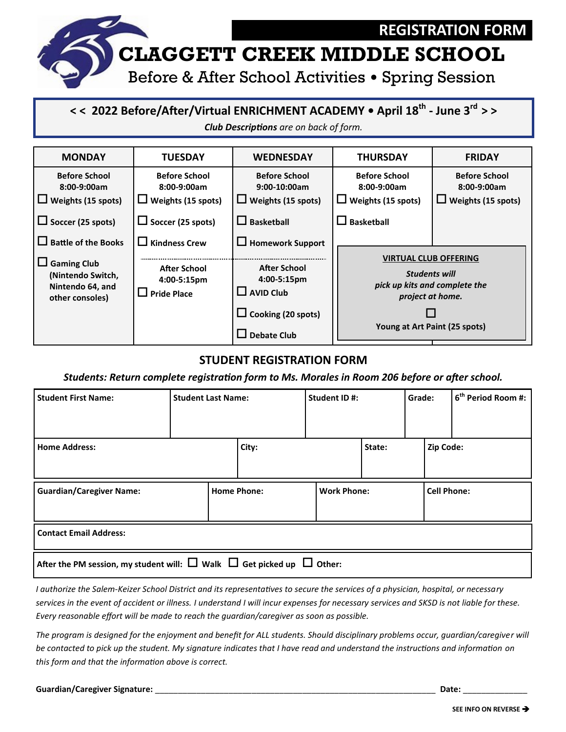**REGISTRATION FORM**

# CLAGGETT CREEK MIDDLE SCHOOL

## Before & After School Activities • Spring Session

**< < 2022 Before/After/Virtual ENRICHMENT ACADEMY • April 18th - June 3rd > >**

***Club Descriptions** are on back of form.*

| MONDAY | TUESDAY | WEDNESDAY | THURSDAY | FRIDAY |
|---|---|---|---|---|
| **Before School 8:00-9:00am** | **Before School 8:00-9:00am** | **Before School 9:00-10:00am** | **Before School 8:00-9:00am** | **Before School 8:00-9:00am** |
| ☐ Weights (15 spots) | ☐ Weights (15 spots) | ☐ Weights (15 spots) | ☐ Weights (15 spots) | ☐ Weights (15 spots) |
| ☐ Soccer (25 spots) | ☐ Soccer (25 spots) | ☐ Basketball | ☐ Basketball | |
| ☐ Battle of the Books | ☐ Kindness Crew | ☐ Homework Support | | |
| ☐ Gaming Club (Nintendo Switch, Nintendo 64, and other consoles) | **After School 4:00-5:15pm** | **After School 4:00-5:15pm** | | |
| | ☐ Pride Place | ☐ AVID Club | | |
| | | ☐ Cooking (20 spots) | | |
| | | ☐ Debate Club | | |

**VIRTUAL CLUB OFFERING** (Thursday/Friday)

***Students will pick up kits and complete the project at home.***

☐ **Young at Art Paint (25 spots)**

## STUDENT REGISTRATION FORM

***Students: Return complete registration form to Ms. Morales in Room 206 before or after school.***

| Student First Name: | Student Last Name: | Student ID #: | Grade: | 6th Period Room #: |
|---|---|---|---|---|
| | | | | |

| Home Address: | City: | State: | Zip Code: |
|---|---|---|---|
| | | | |

| Guardian/Caregiver Name: | Home Phone: | Work Phone: | Cell Phone: |
|---|---|---|---|
| | | | |

**Contact Email Address:**

**After the PM session, my student will:** ☐ **Walk** ☐ **Get picked up** ☐ **Other:**

*I authorize the Salem-Keizer School District and its representatives to secure the services of a physician, hospital, or necessary services in the event of accident or illness. I understand I will incur expenses for necessary services and SKSD is not liable for these. Every reasonable effort will be made to reach the guardian/caregiver as soon as possible.*

*The program is designed for the enjoyment and benefit for ALL students. Should disciplinary problems occur, guardian/caregiver will be contacted to pick up the student. My signature indicates that I have read and understand the instructions and information on this form and that the information above is correct.*

**Guardian/Caregiver Signature:** ______________________________________________ **Date:** ______________

**SEE INFO ON REVERSE ➔**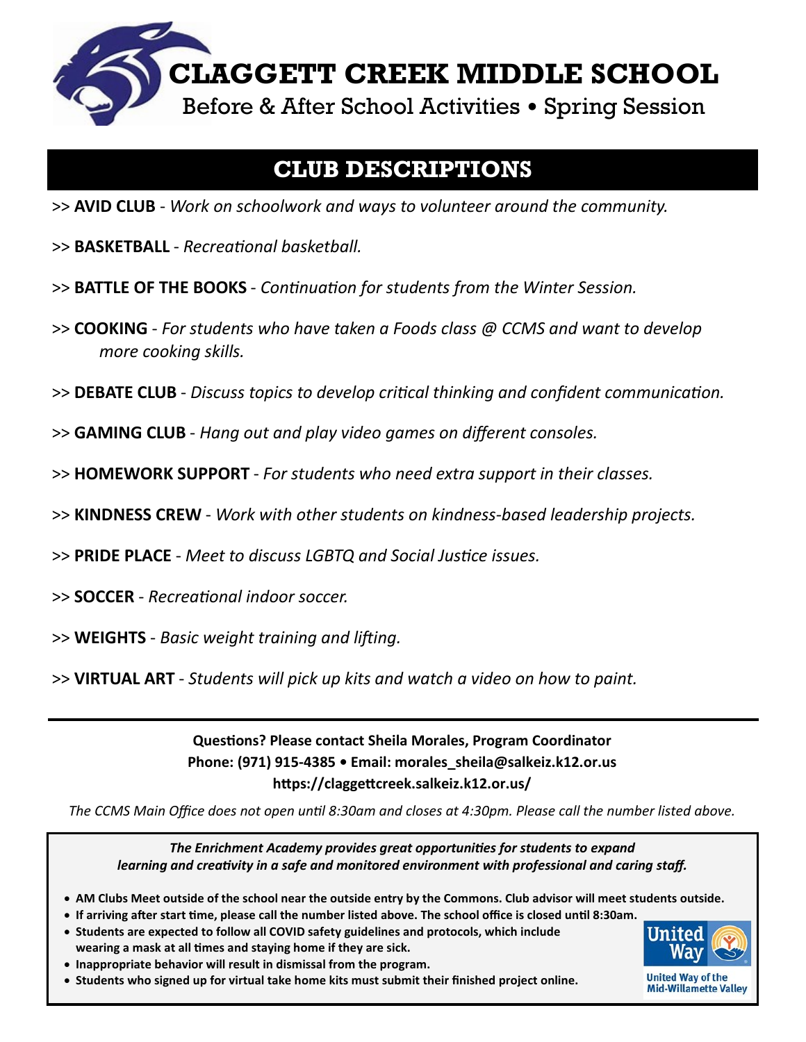# CLAGGETT CREEK MIDDLE SCHOOL

Before & After School Activities • Spring Session

## CLUB DESCRIPTIONS

>> **AVID CLUB** - *Work on schoolwork and ways to volunteer around the community.*

>> **BASKETBALL** - *Recreational basketball.*

>> **BATTLE OF THE BOOKS** - *Continuation for students from the Winter Session.*

>> **COOKING** - *For students who have taken a Foods class @ CCMS and want to develop more cooking skills.*

>> **DEBATE CLUB** - *Discuss topics to develop critical thinking and confident communication.*

>> **GAMING CLUB** - *Hang out and play video games on different consoles.*

>> **HOMEWORK SUPPORT** - *For students who need extra support in their classes.*

>> **KINDNESS CREW** - *Work with other students on kindness-based leadership projects.*

>> **PRIDE PLACE** - *Meet to discuss LGBTQ and Social Justice issues.*

>> **SOCCER** - *Recreational indoor soccer.*

>> **WEIGHTS** - *Basic weight training and lifting.*

>> **VIRTUAL ART** - *Students will pick up kits and watch a video on how to paint.*

---

**Questions? Please contact Sheila Morales, Program Coordinator**
**Phone: (971) 915-4385 • Email: morales_sheila@salkeiz.k12.or.us**
**https://claggettcreek.salkeiz.k12.or.us/**

*The CCMS Main Office does not open until 8:30am and closes at 4:30pm. Please call the number listed above.*

***The Enrichment Academy provides great opportunities for students to expand learning and creativity in a safe and monitored environment with professional and caring staff.***

- **AM Clubs Meet outside of the school near the outside entry by the Commons. Club advisor will meet students outside.**
- **If arriving after start time, please call the number listed above. The school office is closed until 8:30am.**
- **Students are expected to follow all COVID safety guidelines and protocols, which include wearing a mask at all times and staying home if they are sick.**
- **Inappropriate behavior will result in dismissal from the program.**
- **Students who signed up for virtual take home kits must submit their finished project online.**

United Way
United Way of the Mid-Willamette Valley